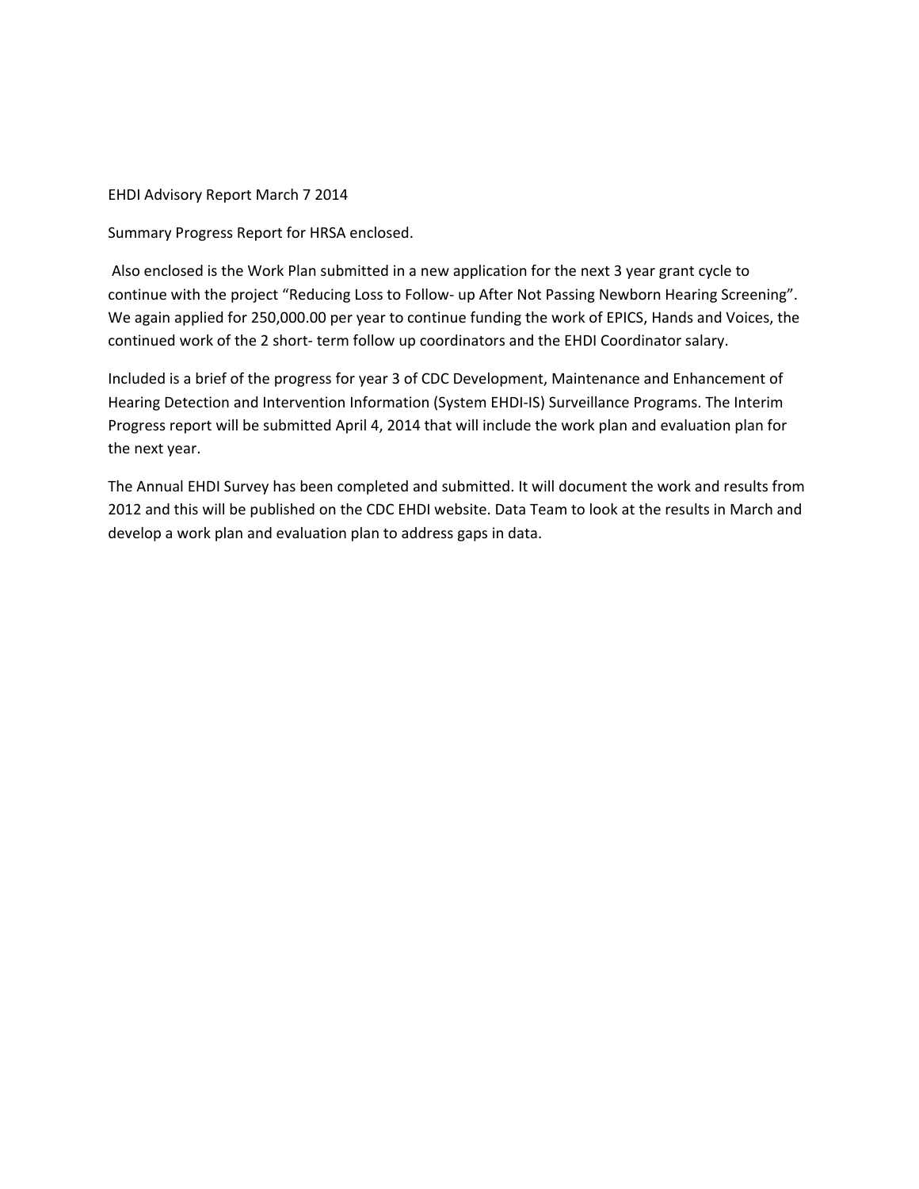EHDI Advisory Report March 7 2014

Summary Progress Report for HRSA enclosed.

Also enclosed is the Work Plan submitted in a new application for the next 3 year grant cycle to continue with the project “Reducing Loss to Follow- up After Not Passing Newborn Hearing Screening”. We again applied for 250,000.00 per year to continue funding the work of EPICS, Hands and Voices, the continued work of the 2 short- term follow up coordinators and the EHDI Coordinator salary.

Included is a brief of the progress for year 3 of CDC Development, Maintenance and Enhancement of Hearing Detection and Intervention Information (System EHDI-IS) Surveillance Programs. The Interim Progress report will be submitted April 4, 2014 that will include the work plan and evaluation plan for the next year.

The Annual EHDI Survey has been completed and submitted. It will document the work and results from 2012 and this will be published on the CDC EHDI website. Data Team to look at the results in March and develop a work plan and evaluation plan to address gaps in data.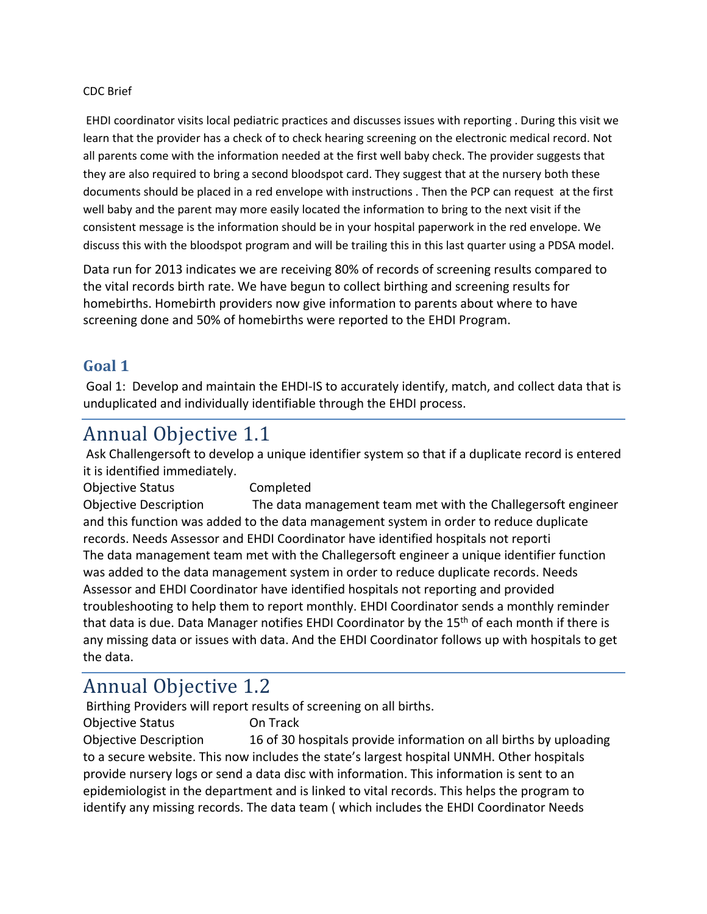CDC Brief

EHDI coordinator visits local pediatric practices and discusses issues with reporting . During this visit we learn that the provider has a check of to check hearing screening on the electronic medical record. Not all parents come with the information needed at the first well baby check. The provider suggests that they are also required to bring a second bloodspot card. They suggest that at the nursery both these documents should be placed in a red envelope with instructions . Then the PCP can request at the first well baby and the parent may more easily located the information to bring to the next visit if the consistent message is the information should be in your hospital paperwork in the red envelope. We discuss this with the bloodspot program and will be trailing this in this last quarter using a PDSA model.

Data run for 2013 indicates we are receiving 80% of records of screening results compared to the vital records birth rate. We have begun to collect birthing and screening results for homebirths. Homebirth providers now give information to parents about where to have screening done and 50% of homebirths were reported to the EHDI Program.

## Goal 1

Goal 1: Develop and maintain the EHDI-IS to accurately identify, match, and collect data that is unduplicated and individually identifiable through the EHDI process.

# Annual Objective 1.1

Ask Challengersoft to develop a unique identifier system so that if a duplicate record is entered it is identified immediately.

Objective Status Completed

Objective Description The data management team met with the Challegersoft engineer and this function was added to the data management system in order to reduce duplicate records. Needs Assessor and EHDI Coordinator have identified hospitals not reporti
The data management team met with the Challegersoft engineer a unique identifier function was added to the data management system in order to reduce duplicate records. Needs Assessor and EHDI Coordinator have identified hospitals not reporting and provided troubleshooting to help them to report monthly. EHDI Coordinator sends a monthly reminder that data is due. Data Manager notifies EHDI Coordinator by the 15th of each month if there is any missing data or issues with data. And the EHDI Coordinator follows up with hospitals to get the data.

# Annual Objective 1.2

Birthing Providers will report results of screening on all births.

Objective Status On Track

Objective Description 16 of 30 hospitals provide information on all births by uploading to a secure website. This now includes the state's largest hospital UNMH. Other hospitals provide nursery logs or send a data disc with information. This information is sent to an epidemiologist in the department and is linked to vital records. This helps the program to identify any missing records. The data team ( which includes the EHDI Coordinator Needs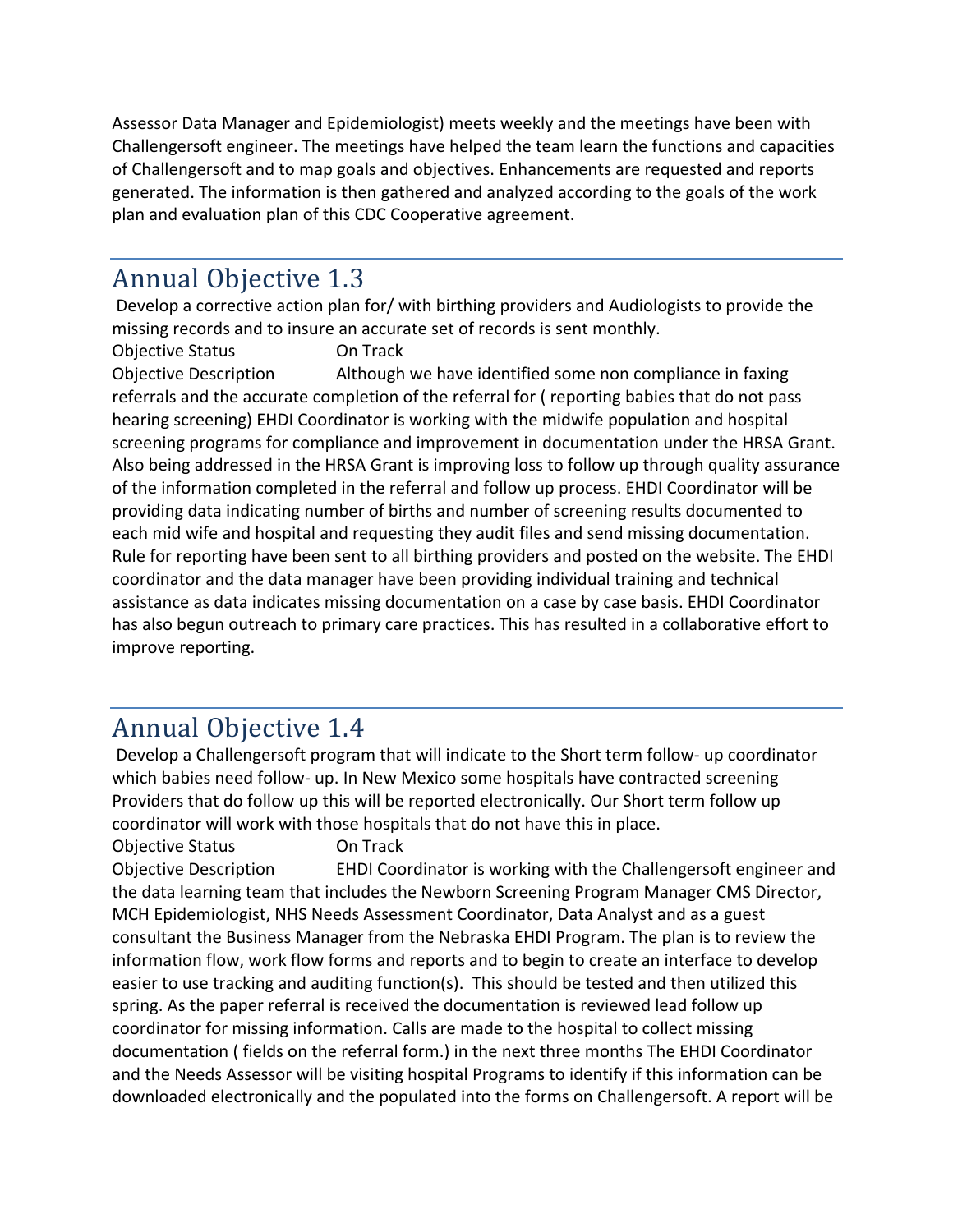Assessor Data Manager and Epidemiologist) meets weekly and the meetings have been with Challengersoft engineer. The meetings have helped the team learn the functions and capacities of Challengersoft and to map goals and objectives. Enhancements are requested and reports generated. The information is then gathered and analyzed according to the goals of the work plan and evaluation plan of this CDC Cooperative agreement.

## Annual Objective 1.3

Develop a corrective action plan for/ with birthing providers and Audiologists to provide the missing records and to insure an accurate set of records is sent monthly.

Objective Status On Track

Objective Description Although we have identified some non compliance in faxing referrals and the accurate completion of the referral for ( reporting babies that do not pass hearing screening) EHDI Coordinator is working with the midwife population and hospital screening programs for compliance and improvement in documentation under the HRSA Grant. Also being addressed in the HRSA Grant is improving loss to follow up through quality assurance of the information completed in the referral and follow up process. EHDI Coordinator will be providing data indicating number of births and number of screening results documented to each mid wife and hospital and requesting they audit files and send missing documentation. Rule for reporting have been sent to all birthing providers and posted on the website. The EHDI coordinator and the data manager have been providing individual training and technical assistance as data indicates missing documentation on a case by case basis. EHDI Coordinator has also begun outreach to primary care practices. This has resulted in a collaborative effort to improve reporting.

## Annual Objective 1.4

Develop a Challengersoft program that will indicate to the Short term follow- up coordinator which babies need follow- up. In New Mexico some hospitals have contracted screening Providers that do follow up this will be reported electronically. Our Short term follow up coordinator will work with those hospitals that do not have this in place.

Objective Status On Track

Objective Description EHDI Coordinator is working with the Challengersoft engineer and the data learning team that includes the Newborn Screening Program Manager CMS Director, MCH Epidemiologist, NHS Needs Assessment Coordinator, Data Analyst and as a guest consultant the Business Manager from the Nebraska EHDI Program. The plan is to review the information flow, work flow forms and reports and to begin to create an interface to develop easier to use tracking and auditing function(s). This should be tested and then utilized this spring. As the paper referral is received the documentation is reviewed lead follow up coordinator for missing information. Calls are made to the hospital to collect missing documentation ( fields on the referral form.) in the next three months The EHDI Coordinator and the Needs Assessor will be visiting hospital Programs to identify if this information can be downloaded electronically and the populated into the forms on Challengersoft. A report will be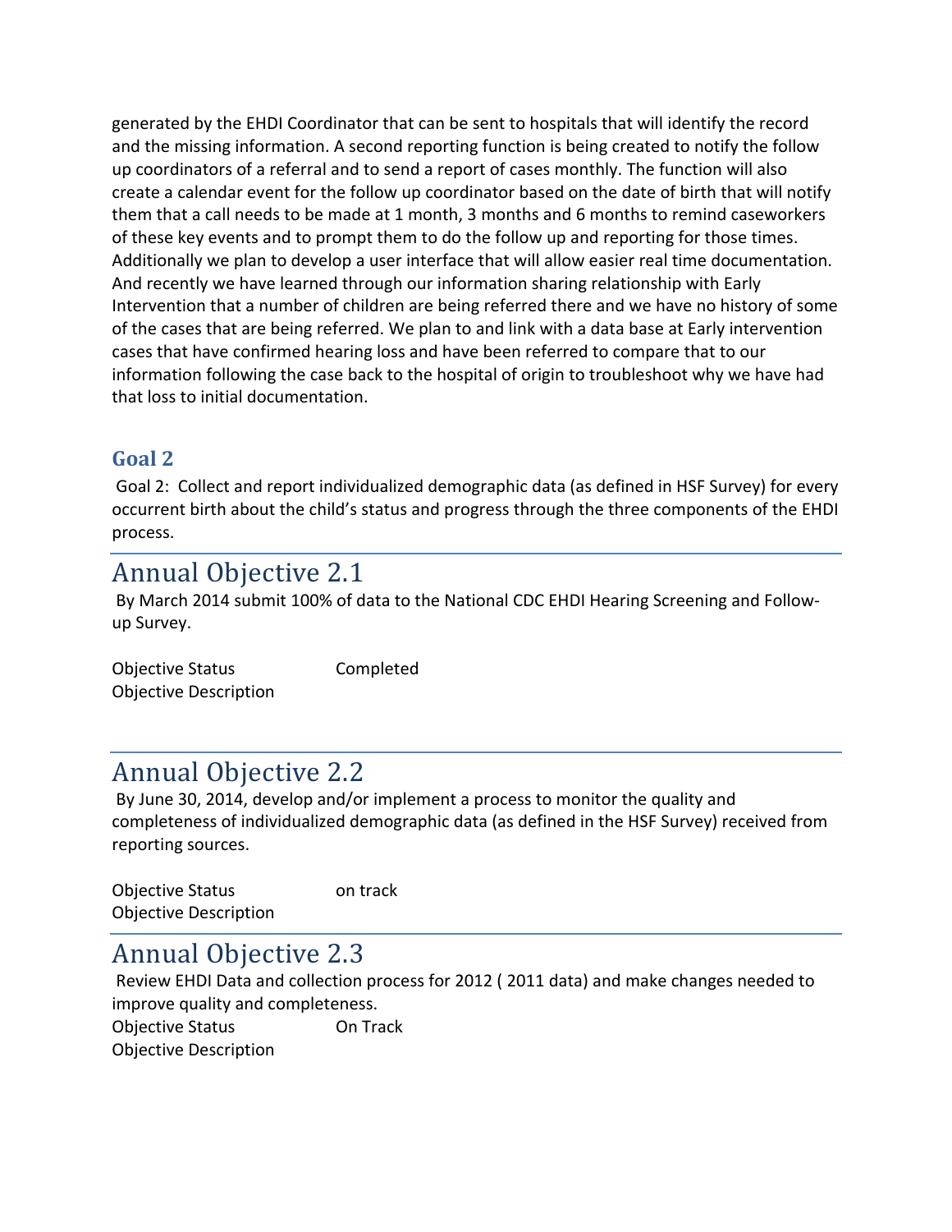generated by the EHDI Coordinator that can be sent to hospitals that will identify the record and the missing information. A second reporting function is being created to notify the follow up coordinators of a referral and to send a report of cases monthly. The function will also create a calendar event for the follow up coordinator based on the date of birth that will notify them that a call needs to be made at 1 month, 3 months and 6 months to remind caseworkers of these key events and to prompt them to do the follow up and reporting for those times. Additionally we plan to develop a user interface that will allow easier real time documentation. And recently we have learned through our information sharing relationship with Early Intervention that a number of children are being referred there and we have no history of some of the cases that are being referred. We plan to and link with a data base at Early intervention cases that have confirmed hearing loss and have been referred to compare that to our information following the case back to the hospital of origin to troubleshoot why we have had that loss to initial documentation.

### Goal 2

Goal 2: Collect and report individualized demographic data (as defined in HSF Survey) for every occurrent birth about the child's status and progress through the three components of the EHDI process.

## Annual Objective 2.1

By March 2014 submit 100% of data to the National CDC EHDI Hearing Screening and Follow-up Survey.

Objective Status Completed
Objective Description

## Annual Objective 2.2

By June 30, 2014, develop and/or implement a process to monitor the quality and completeness of individualized demographic data (as defined in the HSF Survey) received from reporting sources.

Objective Status on track
Objective Description

## Annual Objective 2.3

Review EHDI Data and collection process for 2012 ( 2011 data) and make changes needed to improve quality and completeness.

Objective Status On Track
Objective Description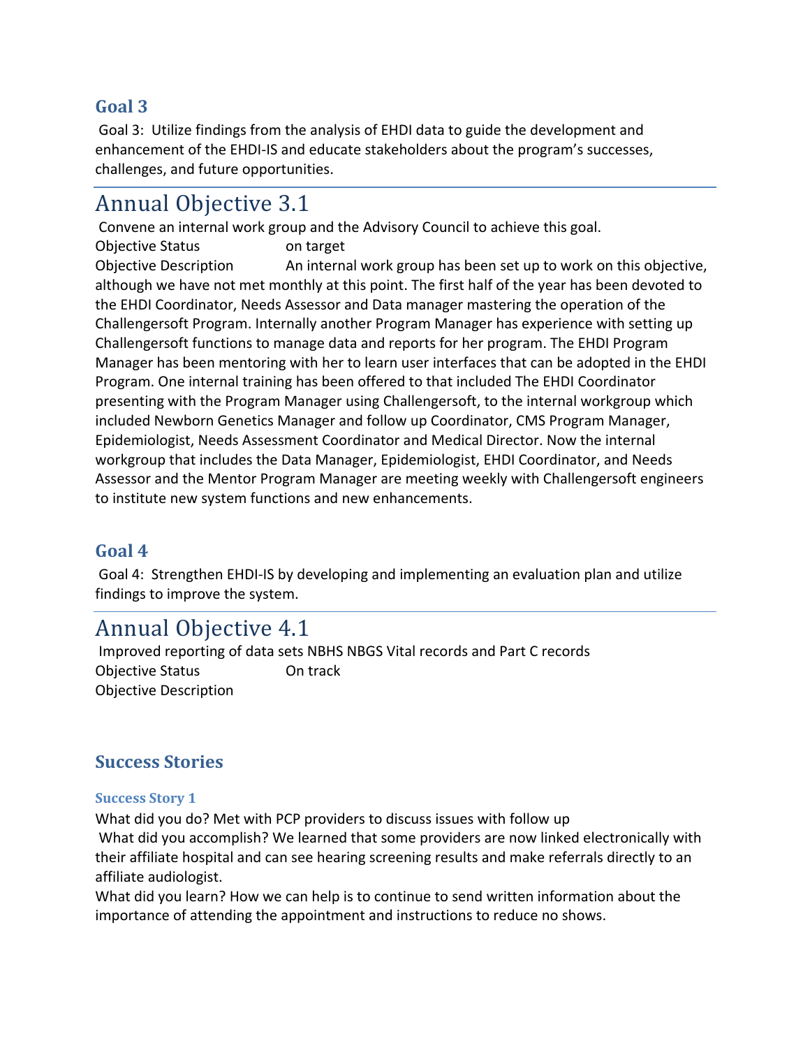## Goal 3

Goal 3: Utilize findings from the analysis of EHDI data to guide the development and enhancement of the EHDI-IS and educate stakeholders about the program's successes, challenges, and future opportunities.

# Annual Objective 3.1

Convene an internal work group and the Advisory Council to achieve this goal.

Objective Status on target

Objective Description An internal work group has been set up to work on this objective, although we have not met monthly at this point. The first half of the year has been devoted to the EHDI Coordinator, Needs Assessor and Data manager mastering the operation of the Challengersoft Program. Internally another Program Manager has experience with setting up Challengersoft functions to manage data and reports for her program. The EHDI Program Manager has been mentoring with her to learn user interfaces that can be adopted in the EHDI Program. One internal training has been offered to that included The EHDI Coordinator presenting with the Program Manager using Challengersoft, to the internal workgroup which included Newborn Genetics Manager and follow up Coordinator, CMS Program Manager, Epidemiologist, Needs Assessment Coordinator and Medical Director. Now the internal workgroup that includes the Data Manager, Epidemiologist, EHDI Coordinator, and Needs Assessor and the Mentor Program Manager are meeting weekly with Challengersoft engineers to institute new system functions and new enhancements.

## Goal 4

Goal 4: Strengthen EHDI-IS by developing and implementing an evaluation plan and utilize findings to improve the system.

# Annual Objective 4.1

Improved reporting of data sets NBHS NBGS Vital records and Part C records

Objective Status On track

Objective Description

## Success Stories

### Success Story 1

What did you do? Met with PCP providers to discuss issues with follow up

What did you accomplish? We learned that some providers are now linked electronically with their affiliate hospital and can see hearing screening results and make referrals directly to an affiliate audiologist.

What did you learn? How we can help is to continue to send written information about the importance of attending the appointment and instructions to reduce no shows.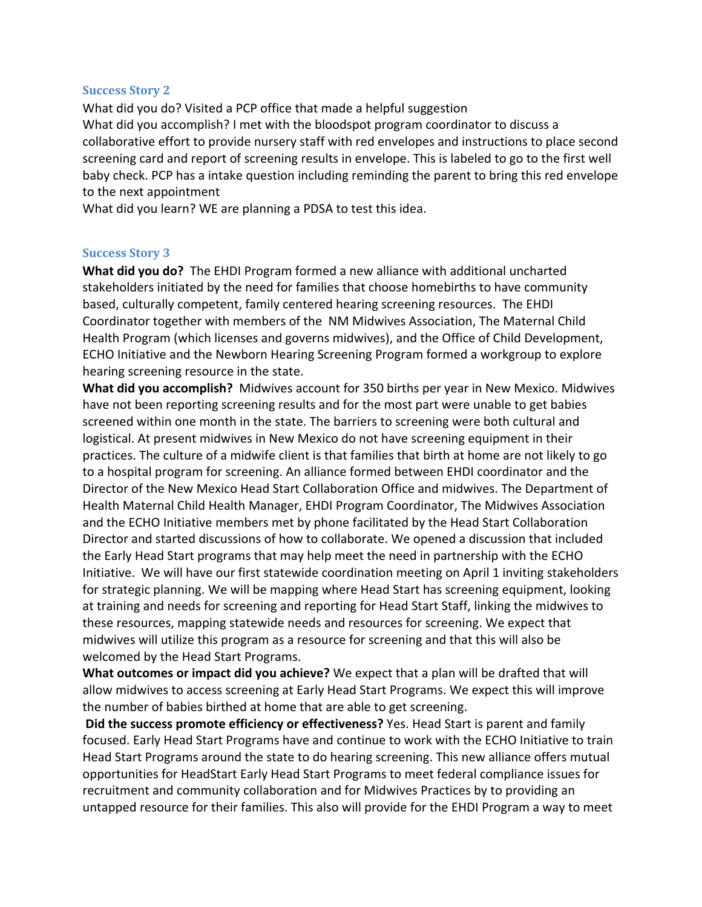### Success Story 2

What did you do? Visited a PCP office that made a helpful suggestion
What did you accomplish? I met with the bloodspot program coordinator to discuss a collaborative effort to provide nursery staff with red envelopes and instructions to place second screening card and report of screening results in envelope. This is labeled to go to the first well baby check. PCP has a intake question including reminding the parent to bring this red envelope to the next appointment
What did you learn? WE are planning a PDSA to test this idea.

### Success Story 3

**What did you do?** The EHDI Program formed a new alliance with additional uncharted stakeholders initiated by the need for families that choose homebirths to have community based, culturally competent, family centered hearing screening resources. The EHDI Coordinator together with members of the NM Midwives Association, The Maternal Child Health Program (which licenses and governs midwives), and the Office of Child Development, ECHO Initiative and the Newborn Hearing Screening Program formed a workgroup to explore hearing screening resource in the state.

**What did you accomplish?** Midwives account for 350 births per year in New Mexico. Midwives have not been reporting screening results and for the most part were unable to get babies screened within one month in the state. The barriers to screening were both cultural and logistical. At present midwives in New Mexico do not have screening equipment in their practices. The culture of a midwife client is that families that birth at home are not likely to go to a hospital program for screening. An alliance formed between EHDI coordinator and the Director of the New Mexico Head Start Collaboration Office and midwives. The Department of Health Maternal Child Health Manager, EHDI Program Coordinator, The Midwives Association and the ECHO Initiative members met by phone facilitated by the Head Start Collaboration Director and started discussions of how to collaborate. We opened a discussion that included the Early Head Start programs that may help meet the need in partnership with the ECHO Initiative. We will have our first statewide coordination meeting on April 1 inviting stakeholders for strategic planning. We will be mapping where Head Start has screening equipment, looking at training and needs for screening and reporting for Head Start Staff, linking the midwives to these resources, mapping statewide needs and resources for screening. We expect that midwives will utilize this program as a resource for screening and that this will also be welcomed by the Head Start Programs.

**What outcomes or impact did you achieve?** We expect that a plan will be drafted that will allow midwives to access screening at Early Head Start Programs. We expect this will improve the number of babies birthed at home that are able to get screening.

**Did the success promote efficiency or effectiveness?** Yes. Head Start is parent and family focused. Early Head Start Programs have and continue to work with the ECHO Initiative to train Head Start Programs around the state to do hearing screening. This new alliance offers mutual opportunities for HeadStart Early Head Start Programs to meet federal compliance issues for recruitment and community collaboration and for Midwives Practices by to providing an untapped resource for their families. This also will provide for the EHDI Program a way to meet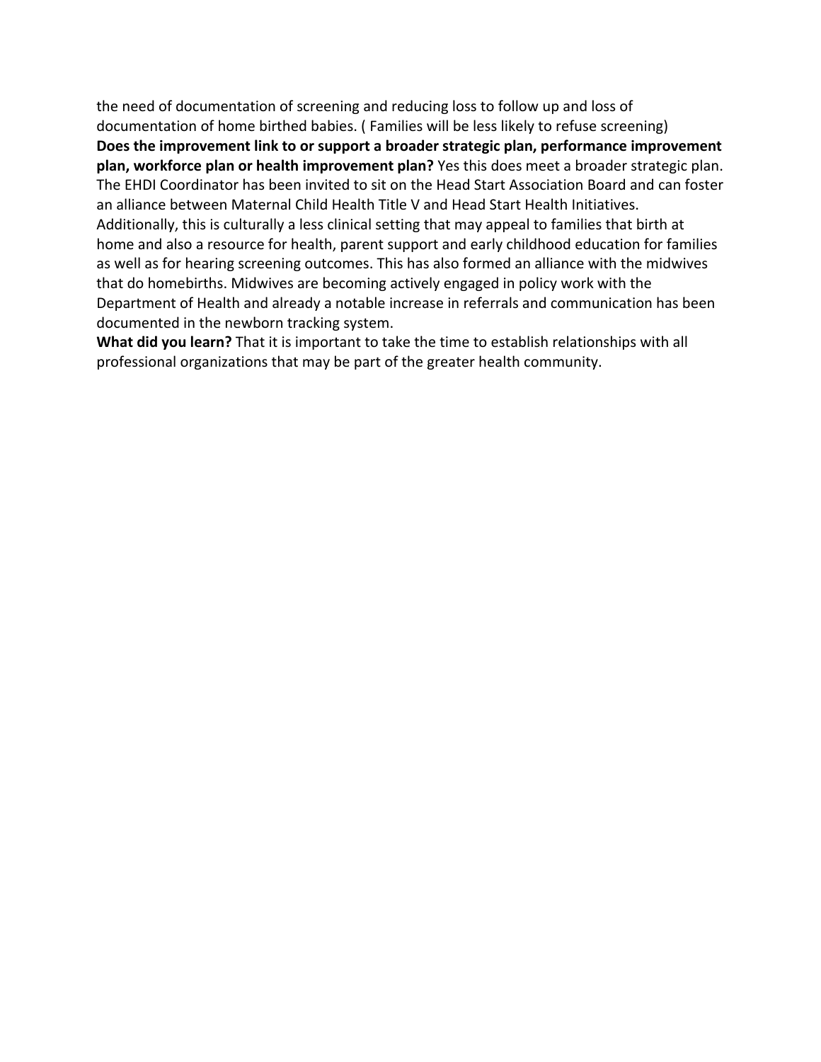the need of documentation of screening and reducing loss to follow up and loss of documentation of home birthed babies. ( Families will be less likely to refuse screening)

**Does the improvement link to or support a broader strategic plan, performance improvement plan, workforce plan or health improvement plan?** Yes this does meet a broader strategic plan. The EHDI Coordinator has been invited to sit on the Head Start Association Board and can foster an alliance between Maternal Child Health Title V and Head Start Health Initiatives. Additionally, this is culturally a less clinical setting that may appeal to families that birth at home and also a resource for health, parent support and early childhood education for families as well as for hearing screening outcomes. This has also formed an alliance with the midwives that do homebirths. Midwives are becoming actively engaged in policy work with the Department of Health and already a notable increase in referrals and communication has been documented in the newborn tracking system.

**What did you learn?** That it is important to take the time to establish relationships with all professional organizations that may be part of the greater health community.